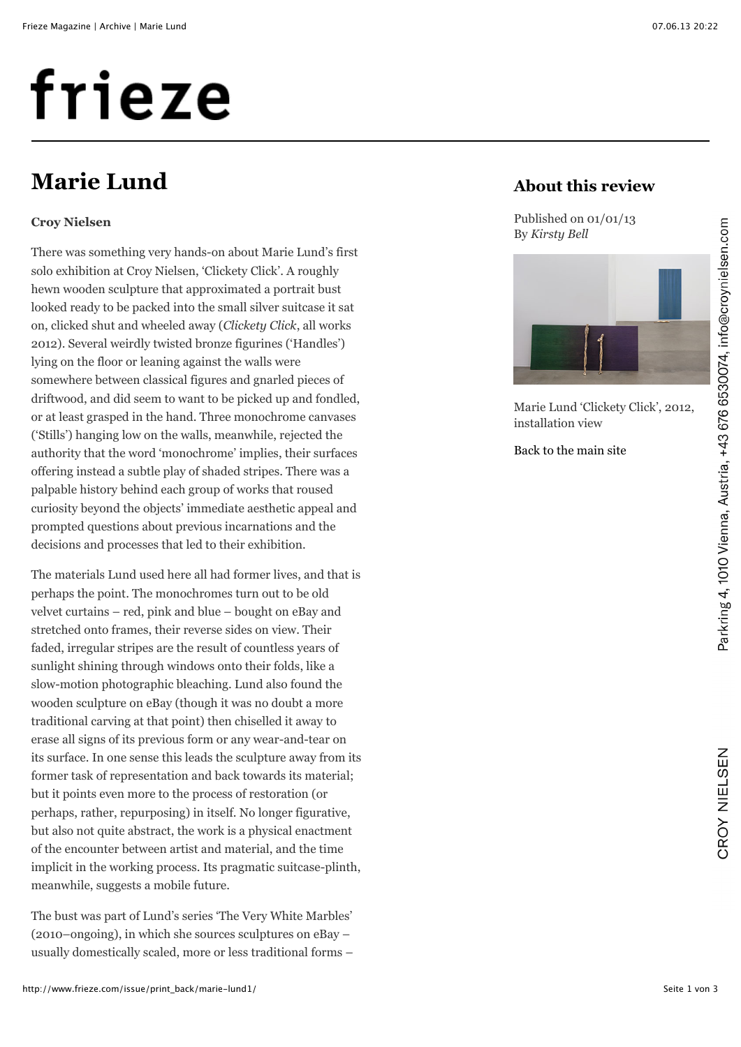# frieze

## Marie Lund

**Croy Nielsen**

There was something very hands-on about Marie Lund's first solo exhibition at Croy Nielsen, 'Clickety Click'. A roughly hewn wooden sculpture that approximated a portrait bust looked ready to be packed into the small silver suitcase it sat on, clicked shut and wheeled away (*Clickety Click*, all works 2012). Several weirdly twisted bronze figurines ('Handles') lying on the floor or leaning against the walls were somewhere between classical figures and gnarled pieces of driftwood, and did seem to want to be picked up and fondled, or at least grasped in the hand. Three monochrome canvases ('Stills') hanging low on the walls, meanwhile, rejected the authority that the word 'monochrome' implies, their surfaces offering instead a subtle play of shaded stripes. There was a palpable history behind each group of works that roused curiosity beyond the objects' immediate aesthetic appeal and prompted questions about previous incarnations and the decisions and processes that led to their exhibition.

The materials Lund used here all had former lives, and that is perhaps the point. The monochromes turn out to be old velvet curtains – red, pink and blue – bought on eBay and stretched onto frames, their reverse sides on view. Their faded, irregular stripes are the result of countless years of sunlight shining through windows onto their folds, like a slow-motion photographic bleaching. Lund also found the wooden sculpture on eBay (though it was no doubt a more traditional carving at that point) then chiselled it away to erase all signs of its previous form or any wear-and-tear on its surface. In one sense this leads the sculpture away from its former task of representation and back towards its material; but it points even more to the process of restoration (or perhaps, rather, repurposing) in itself. No longer figurative, but also not quite abstract, the work is a physical enactment of the encounter between artist and material, and the time implicit in the working process. Its pragmatic suitcase-plinth, meanwhile, suggests a mobile future.

The bust was part of Lund's series 'The Very White Marbles' (2010–ongoing), in which she sources sculptures on eBay – usually domestically scaled, more or less traditional forms –

### About this review

Published on 01/01/13
By *Kirsty Bell*

Marie Lund 'Clickety Click', 2012, installation view

Back to the main site

Parkring 4, 1010 Vienna, Austria, +43 676 6530074, info@croynielsen.com

CROY NIELSEN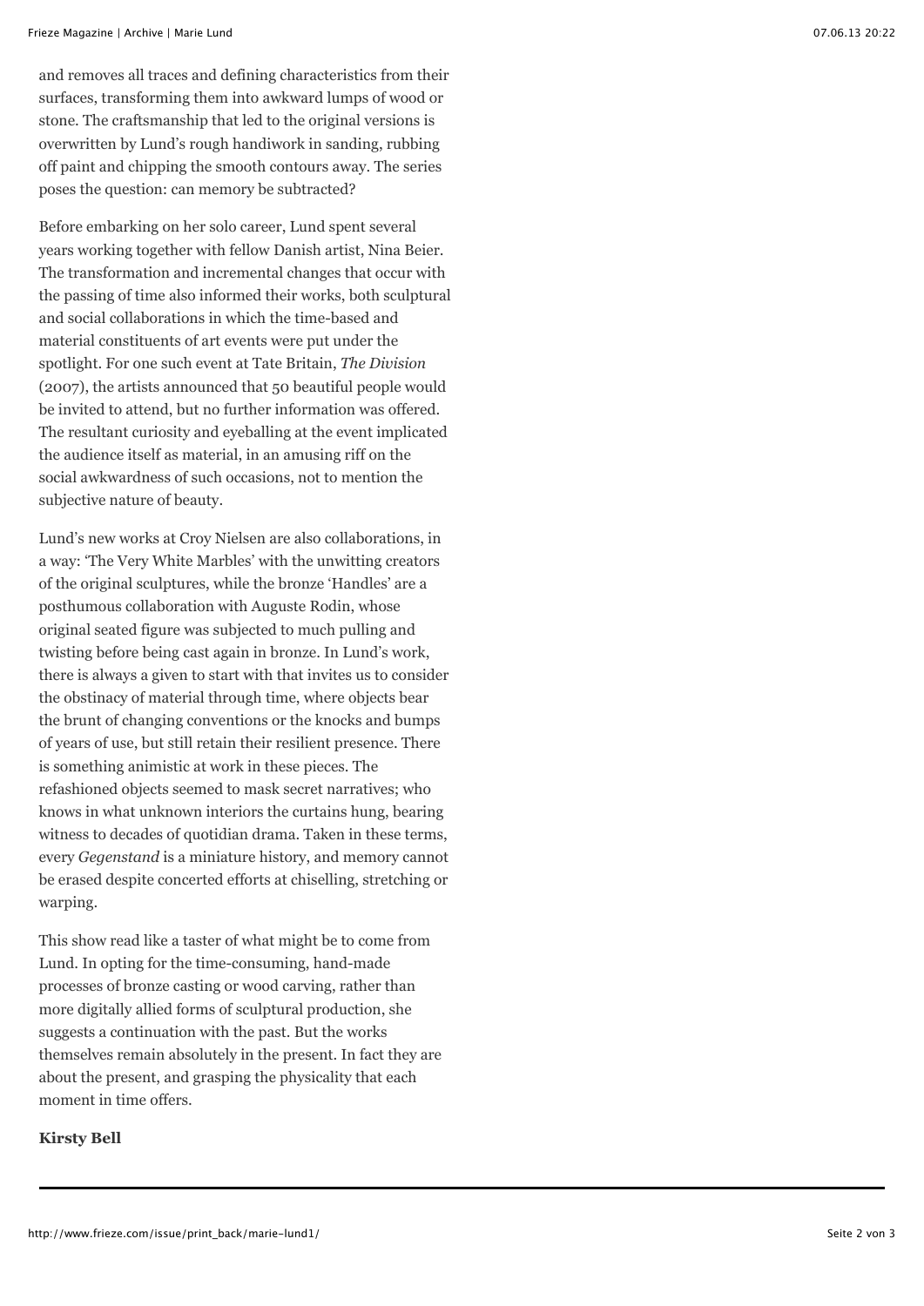and removes all traces and defining characteristics from their surfaces, transforming them into awkward lumps of wood or stone. The craftsmanship that led to the original versions is overwritten by Lund's rough handiwork in sanding, rubbing off paint and chipping the smooth contours away. The series poses the question: can memory be subtracted?

Before embarking on her solo career, Lund spent several years working together with fellow Danish artist, Nina Beier. The transformation and incremental changes that occur with the passing of time also informed their works, both sculptural and social collaborations in which the time-based and material constituents of art events were put under the spotlight. For one such event at Tate Britain, *The Division* (2007), the artists announced that 50 beautiful people would be invited to attend, but no further information was offered. The resultant curiosity and eyeballing at the event implicated the audience itself as material, in an amusing riff on the social awkwardness of such occasions, not to mention the subjective nature of beauty.

Lund's new works at Croy Nielsen are also collaborations, in a way: 'The Very White Marbles' with the unwitting creators of the original sculptures, while the bronze 'Handles' are a posthumous collaboration with Auguste Rodin, whose original seated figure was subjected to much pulling and twisting before being cast again in bronze. In Lund's work, there is always a given to start with that invites us to consider the obstinacy of material through time, where objects bear the brunt of changing conventions or the knocks and bumps of years of use, but still retain their resilient presence. There is something animistic at work in these pieces. The refashioned objects seemed to mask secret narratives; who knows in what unknown interiors the curtains hung, bearing witness to decades of quotidian drama. Taken in these terms, every *Gegenstand* is a miniature history, and memory cannot be erased despite concerted efforts at chiselling, stretching or warping.

This show read like a taster of what might be to come from Lund. In opting for the time-consuming, hand-made processes of bronze casting or wood carving, rather than more digitally allied forms of sculptural production, she suggests a continuation with the past. But the works themselves remain absolutely in the present. In fact they are about the present, and grasping the physicality that each moment in time offers.

**Kirsty Bell**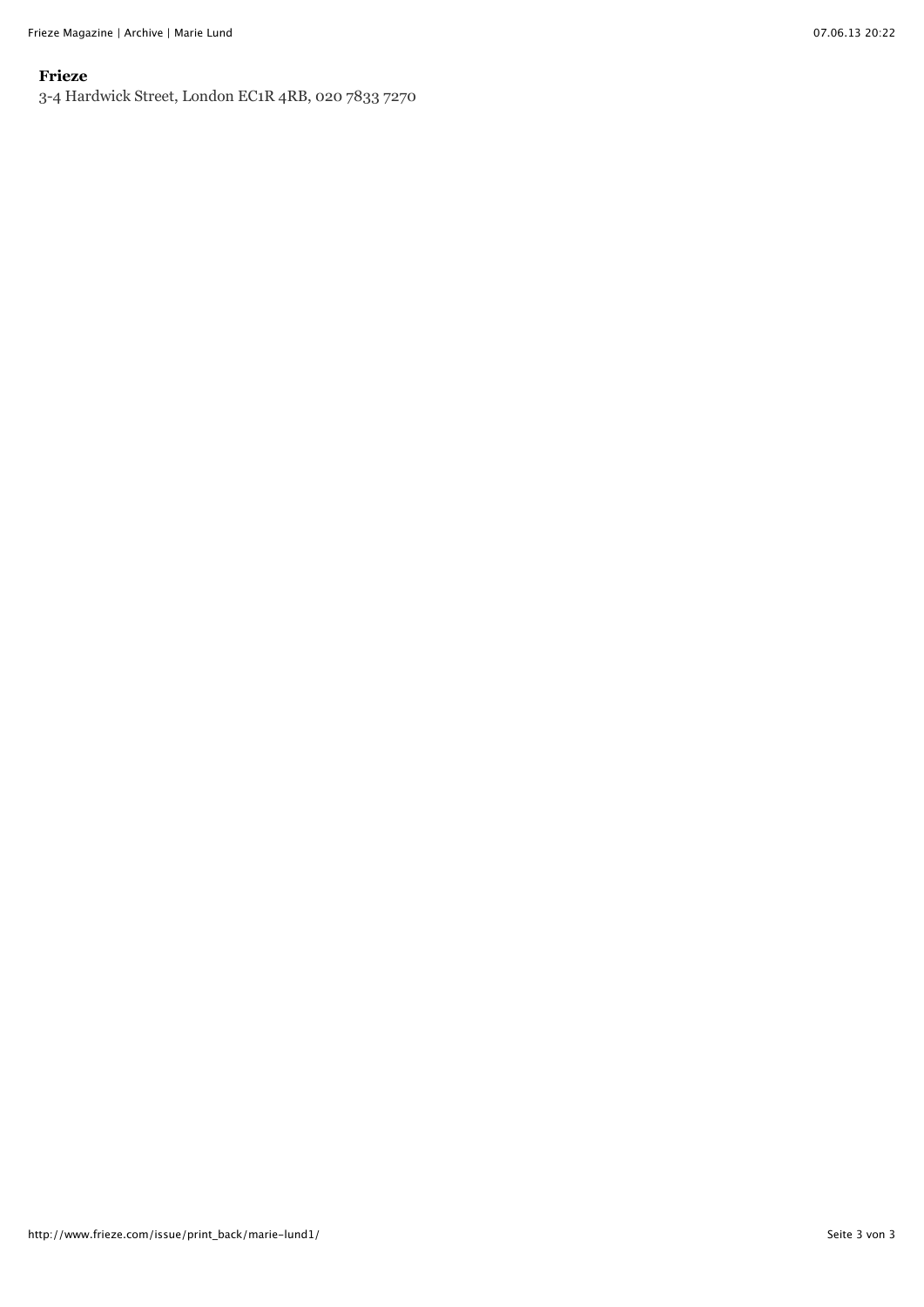**Frieze**

3-4 Hardwick Street, London EC1R 4RB, 020 7833 7270